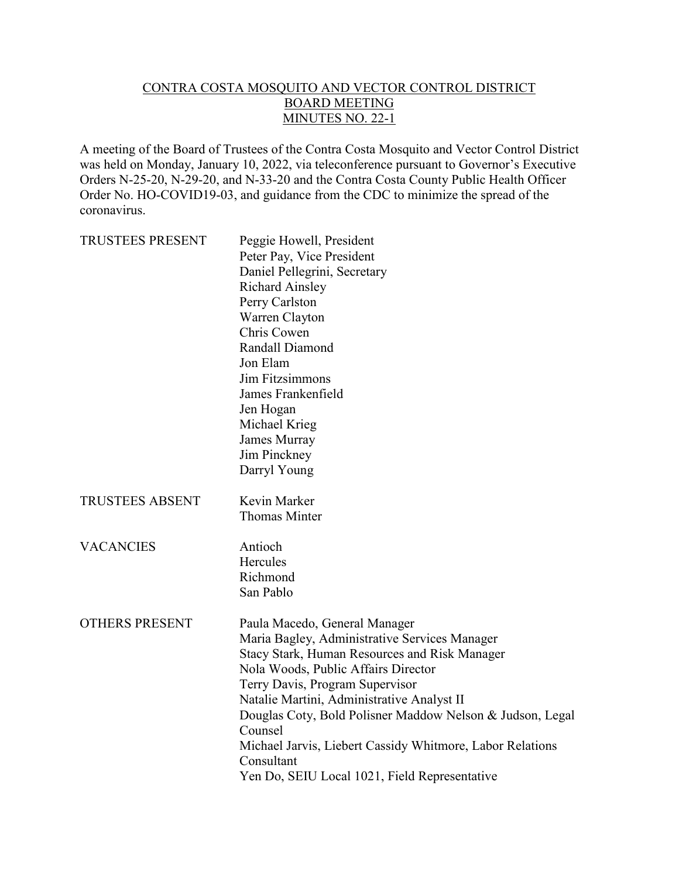# CONTRA COSTA MOSQUITO AND VECTOR CONTROL DISTRICT
## BOARD MEETING
## MINUTES NO. 22-1

A meeting of the Board of Trustees of the Contra Costa Mosquito and Vector Control District was held on Monday, January 10, 2022, via teleconference pursuant to Governor's Executive Orders N-25-20, N-29-20, and N-33-20 and the Contra Costa County Public Health Officer Order No. HO-COVID19-03, and guidance from the CDC to minimize the spread of the coronavirus.

| | |
|---|---|
| TRUSTEES PRESENT | Peggie Howell, President<br>Peter Pay, Vice President<br>Daniel Pellegrini, Secretary<br>Richard Ainsley<br>Perry Carlston<br>Warren Clayton<br>Chris Cowen<br>Randall Diamond<br>Jon Elam<br>Jim Fitzsimmons<br>James Frankenfield<br>Jen Hogan<br>Michael Krieg<br>James Murray<br>Jim Pinckney<br>Darryl Young |
| TRUSTEES ABSENT | Kevin Marker<br>Thomas Minter |
| VACANCIES | Antioch<br>Hercules<br>Richmond<br>San Pablo |
| OTHERS PRESENT | Paula Macedo, General Manager<br>Maria Bagley, Administrative Services Manager<br>Stacy Stark, Human Resources and Risk Manager<br>Nola Woods, Public Affairs Director<br>Terry Davis, Program Supervisor<br>Natalie Martini, Administrative Analyst II<br>Douglas Coty, Bold Polisner Maddow Nelson & Judson, Legal Counsel<br>Michael Jarvis, Liebert Cassidy Whitmore, Labor Relations Consultant<br>Yen Do, SEIU Local 1021, Field Representative |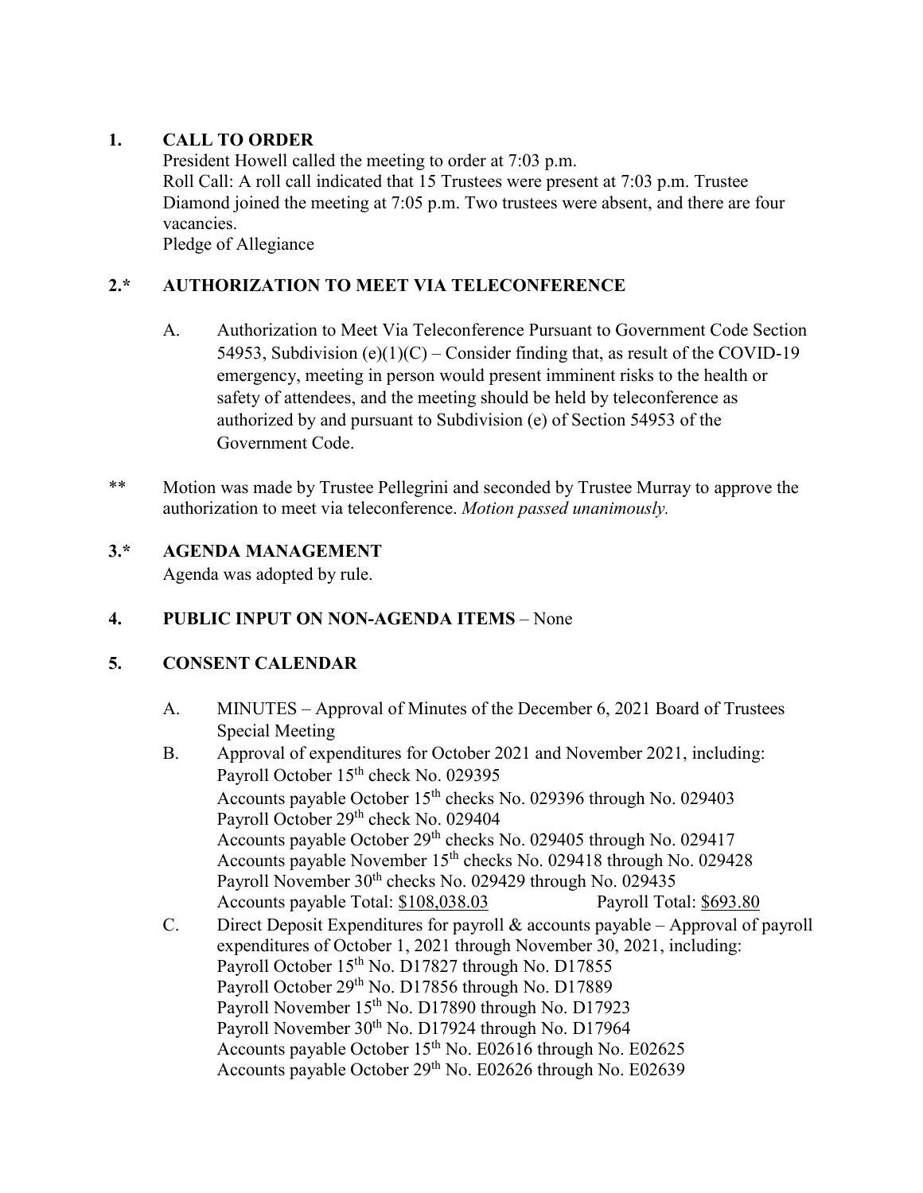**1. CALL TO ORDER**

President Howell called the meeting to order at 7:03 p.m.
Roll Call: A roll call indicated that 15 Trustees were present at 7:03 p.m. Trustee Diamond joined the meeting at 7:05 p.m. Two trustees were absent, and there are four vacancies.
Pledge of Allegiance

**2.* AUTHORIZATION TO MEET VIA TELECONFERENCE**

A. Authorization to Meet Via Teleconference Pursuant to Government Code Section 54953, Subdivision (e)(1)(C) – Consider finding that, as result of the COVID-19 emergency, meeting in person would present imminent risks to the health or safety of attendees, and the meeting should be held by teleconference as authorized by and pursuant to Subdivision (e) of Section 54953 of the Government Code.

** Motion was made by Trustee Pellegrini and seconded by Trustee Murray to approve the authorization to meet via teleconference. *Motion passed unanimously.*

**3.* AGENDA MANAGEMENT**

Agenda was adopted by rule.

**4. PUBLIC INPUT ON NON-AGENDA ITEMS** – None

**5. CONSENT CALENDAR**

A. MINUTES – Approval of Minutes of the December 6, 2021 Board of Trustees Special Meeting

B. Approval of expenditures for October 2021 and November 2021, including:
Payroll October 15th check No. 029395
Accounts payable October 15th checks No. 029396 through No. 029403
Payroll October 29th check No. 029404
Accounts payable October 29th checks No. 029405 through No. 029417
Accounts payable November 15th checks No. 029418 through No. 029428
Payroll November 30th checks No. 029429 through No. 029435
Accounts payable Total: $108,038.03 Payroll Total: $693.80

C. Direct Deposit Expenditures for payroll & accounts payable – Approval of payroll expenditures of October 1, 2021 through November 30, 2021, including:
Payroll October 15th No. D17827 through No. D17855
Payroll October 29th No. D17856 through No. D17889
Payroll November 15th No. D17890 through No. D17923
Payroll November 30th No. D17924 through No. D17964
Accounts payable October 15th No. E02616 through No. E02625
Accounts payable October 29th No. E02626 through No. E02639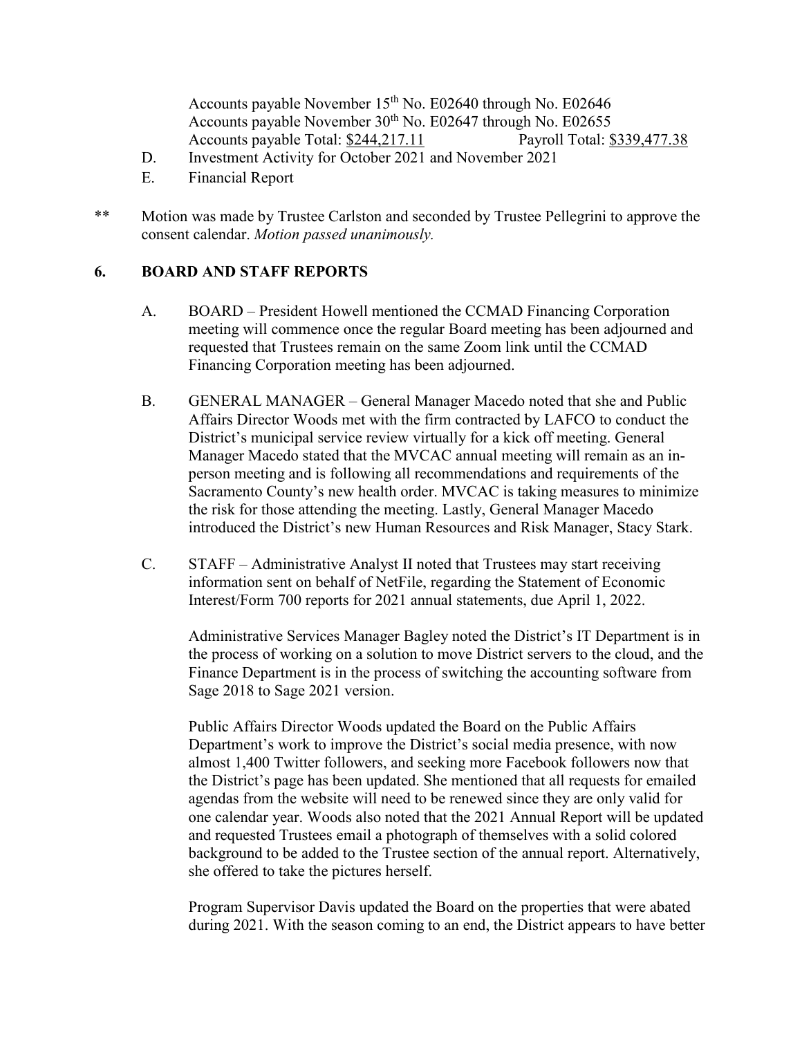Accounts payable November 15th No. E02640 through No. E02646
Accounts payable November 30th No. E02647 through No. E02655
Accounts payable Total: $244,217.11 Payroll Total: $339,477.38

D. Investment Activity for October 2021 and November 2021

E. Financial Report

** Motion was made by Trustee Carlston and seconded by Trustee Pellegrini to approve the consent calendar. *Motion passed unanimously.*

## 6. BOARD AND STAFF REPORTS

A. BOARD – President Howell mentioned the CCMAD Financing Corporation meeting will commence once the regular Board meeting has been adjourned and requested that Trustees remain on the same Zoom link until the CCMAD Financing Corporation meeting has been adjourned.

B. GENERAL MANAGER – General Manager Macedo noted that she and Public Affairs Director Woods met with the firm contracted by LAFCO to conduct the District's municipal service review virtually for a kick off meeting. General Manager Macedo stated that the MVCAC annual meeting will remain as an in-person meeting and is following all recommendations and requirements of the Sacramento County's new health order. MVCAC is taking measures to minimize the risk for those attending the meeting. Lastly, General Manager Macedo introduced the District's new Human Resources and Risk Manager, Stacy Stark.

C. STAFF – Administrative Analyst II noted that Trustees may start receiving information sent on behalf of NetFile, regarding the Statement of Economic Interest/Form 700 reports for 2021 annual statements, due April 1, 2022.

Administrative Services Manager Bagley noted the District's IT Department is in the process of working on a solution to move District servers to the cloud, and the Finance Department is in the process of switching the accounting software from Sage 2018 to Sage 2021 version.

Public Affairs Director Woods updated the Board on the Public Affairs Department's work to improve the District's social media presence, with now almost 1,400 Twitter followers, and seeking more Facebook followers now that the District's page has been updated. She mentioned that all requests for emailed agendas from the website will need to be renewed since they are only valid for one calendar year. Woods also noted that the 2021 Annual Report will be updated and requested Trustees email a photograph of themselves with a solid colored background to be added to the Trustee section of the annual report. Alternatively, she offered to take the pictures herself.

Program Supervisor Davis updated the Board on the properties that were abated during 2021. With the season coming to an end, the District appears to have better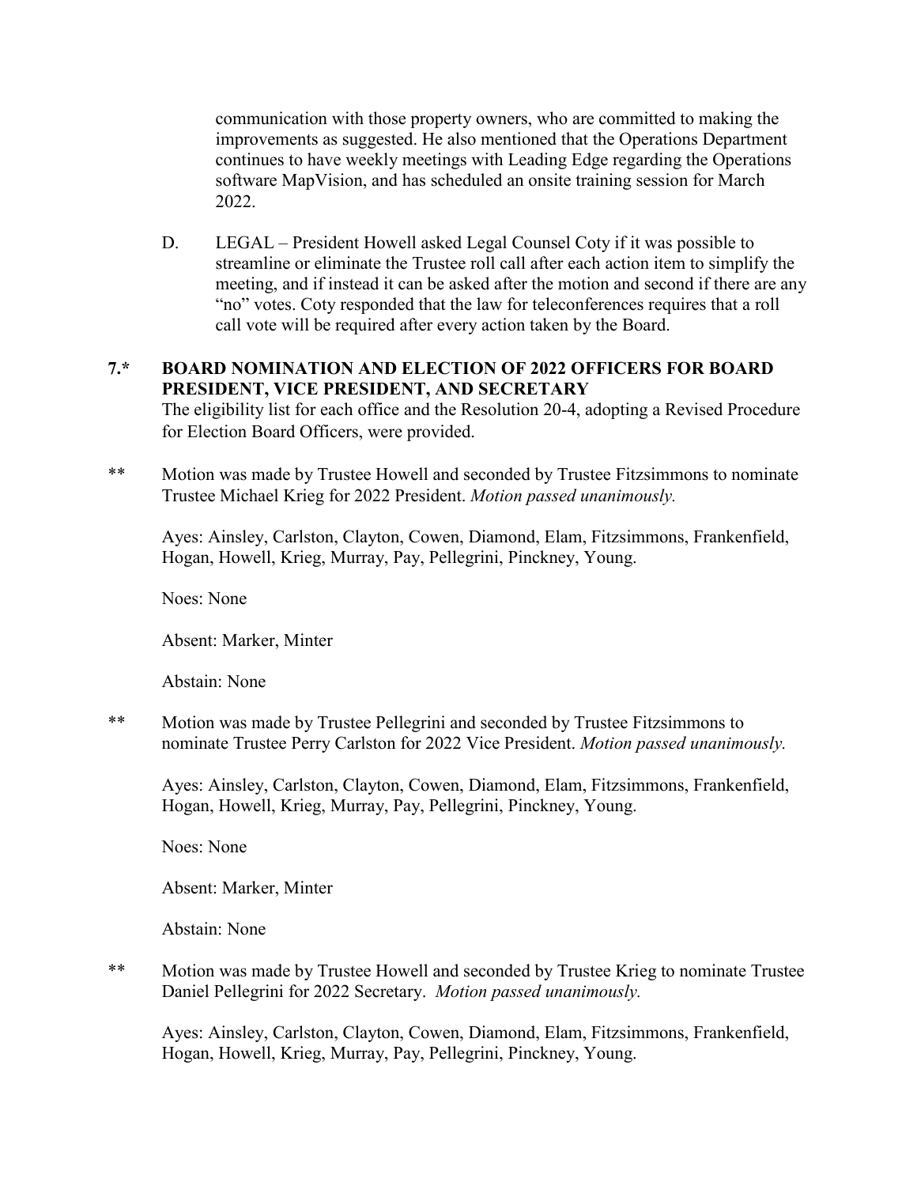communication with those property owners, who are committed to making the improvements as suggested. He also mentioned that the Operations Department continues to have weekly meetings with Leading Edge regarding the Operations software MapVision, and has scheduled an onsite training session for March 2022.

D. LEGAL – President Howell asked Legal Counsel Coty if it was possible to streamline or eliminate the Trustee roll call after each action item to simplify the meeting, and if instead it can be asked after the motion and second if there are any "no" votes. Coty responded that the law for teleconferences requires that a roll call vote will be required after every action taken by the Board.

**7.* BOARD NOMINATION AND ELECTION OF 2022 OFFICERS FOR BOARD PRESIDENT, VICE PRESIDENT, AND SECRETARY**

The eligibility list for each office and the Resolution 20-4, adopting a Revised Procedure for Election Board Officers, were provided.

** Motion was made by Trustee Howell and seconded by Trustee Fitzsimmons to nominate Trustee Michael Krieg for 2022 President. *Motion passed unanimously.*

Ayes: Ainsley, Carlston, Clayton, Cowen, Diamond, Elam, Fitzsimmons, Frankenfield, Hogan, Howell, Krieg, Murray, Pay, Pellegrini, Pinckney, Young.

Noes: None

Absent: Marker, Minter

Abstain: None

** Motion was made by Trustee Pellegrini and seconded by Trustee Fitzsimmons to nominate Trustee Perry Carlston for 2022 Vice President. *Motion passed unanimously.*

Ayes: Ainsley, Carlston, Clayton, Cowen, Diamond, Elam, Fitzsimmons, Frankenfield, Hogan, Howell, Krieg, Murray, Pay, Pellegrini, Pinckney, Young.

Noes: None

Absent: Marker, Minter

Abstain: None

** Motion was made by Trustee Howell and seconded by Trustee Krieg to nominate Trustee Daniel Pellegrini for 2022 Secretary. *Motion passed unanimously.*

Ayes: Ainsley, Carlston, Clayton, Cowen, Diamond, Elam, Fitzsimmons, Frankenfield, Hogan, Howell, Krieg, Murray, Pay, Pellegrini, Pinckney, Young.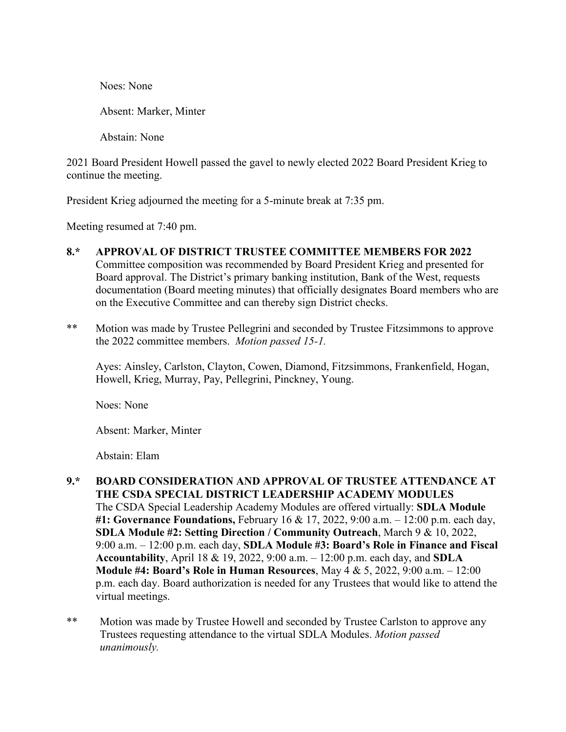Noes: None

Absent: Marker, Minter

Abstain: None

2021 Board President Howell passed the gavel to newly elected 2022 Board President Krieg to continue the meeting.

President Krieg adjourned the meeting for a 5-minute break at 7:35 pm.

Meeting resumed at 7:40 pm.

**8.\* APPROVAL OF DISTRICT TRUSTEE COMMITTEE MEMBERS FOR 2022**

Committee composition was recommended by Board President Krieg and presented for Board approval. The District's primary banking institution, Bank of the West, requests documentation (Board meeting minutes) that officially designates Board members who are on the Executive Committee and can thereby sign District checks.

** Motion was made by Trustee Pellegrini and seconded by Trustee Fitzsimmons to approve the 2022 committee members. *Motion passed 15-1.*

Ayes: Ainsley, Carlston, Clayton, Cowen, Diamond, Fitzsimmons, Frankenfield, Hogan, Howell, Krieg, Murray, Pay, Pellegrini, Pinckney, Young.

Noes: None

Absent: Marker, Minter

Abstain: Elam

**9.\* BOARD CONSIDERATION AND APPROVAL OF TRUSTEE ATTENDANCE AT THE CSDA SPECIAL DISTRICT LEADERSHIP ACADEMY MODULES**

The CSDA Special Leadership Academy Modules are offered virtually: **SDLA Module #1: Governance Foundations,** February 16 & 17, 2022, 9:00 a.m. – 12:00 p.m. each day, **SDLA Module #2: Setting Direction / Community Outreach**, March 9 & 10, 2022, 9:00 a.m. – 12:00 p.m. each day, **SDLA Module #3: Board's Role in Finance and Fiscal Accountability**, April 18 & 19, 2022, 9:00 a.m. – 12:00 p.m. each day, and **SDLA Module #4: Board's Role in Human Resources**, May 4 & 5, 2022, 9:00 a.m. – 12:00 p.m. each day. Board authorization is needed for any Trustees that would like to attend the virtual meetings.

** Motion was made by Trustee Howell and seconded by Trustee Carlston to approve any Trustees requesting attendance to the virtual SDLA Modules. *Motion passed unanimously.*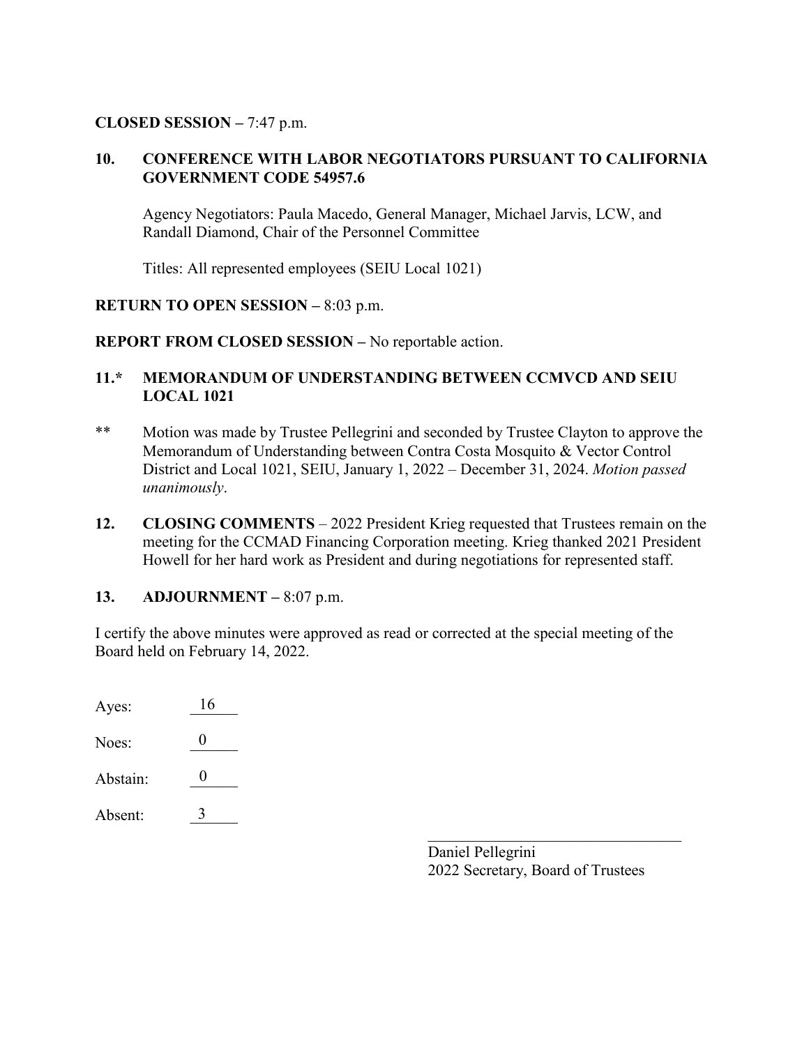**CLOSED SESSION –** 7:47 p.m.

**10. CONFERENCE WITH LABOR NEGOTIATORS PURSUANT TO CALIFORNIA GOVERNMENT CODE 54957.6**

Agency Negotiators: Paula Macedo, General Manager, Michael Jarvis, LCW, and Randall Diamond, Chair of the Personnel Committee

Titles: All represented employees (SEIU Local 1021)

**RETURN TO OPEN SESSION –** 8:03 p.m.

**REPORT FROM CLOSED SESSION –** No reportable action.

**11.* MEMORANDUM OF UNDERSTANDING BETWEEN CCMVCD AND SEIU LOCAL 1021**

** Motion was made by Trustee Pellegrini and seconded by Trustee Clayton to approve the Memorandum of Understanding between Contra Costa Mosquito & Vector Control District and Local 1021, SEIU, January 1, 2022 – December 31, 2024. *Motion passed unanimously*.

**12. CLOSING COMMENTS** – 2022 President Krieg requested that Trustees remain on the meeting for the CCMAD Financing Corporation meeting. Krieg thanked 2021 President Howell for her hard work as President and during negotiations for represented staff.

**13. ADJOURNMENT –** 8:07 p.m.

I certify the above minutes were approved as read or corrected at the special meeting of the Board held on February 14, 2022.

Ayes: 16

Noes: 0

Abstain: 0

Absent: 3

Daniel Pellegrini
2022 Secretary, Board of Trustees